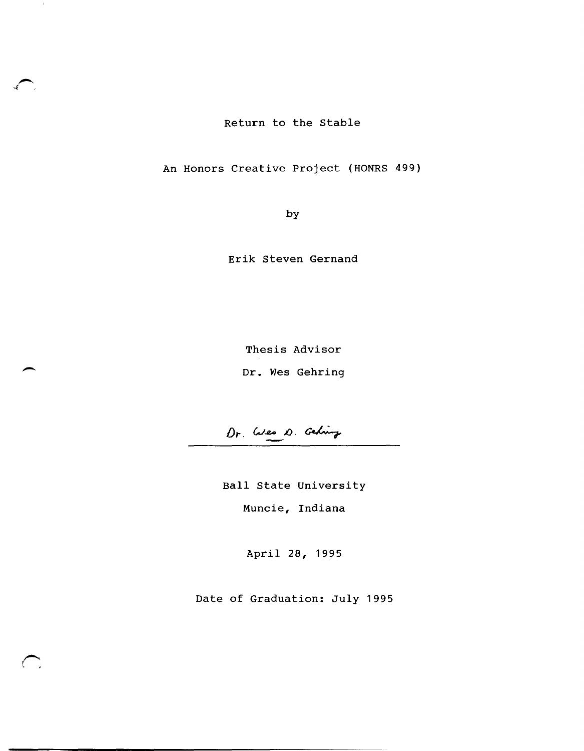# Return to the Stable

An Honors Creative Project (HONRS 499)

by

Erik Steven Gernand

Thesis Advisor

Dr. Wes Gehring

Dr. Wes D. Gehring

---

Ball State University

Muncie, Indiana

April 28, 1995

Date of Graduation: July 1995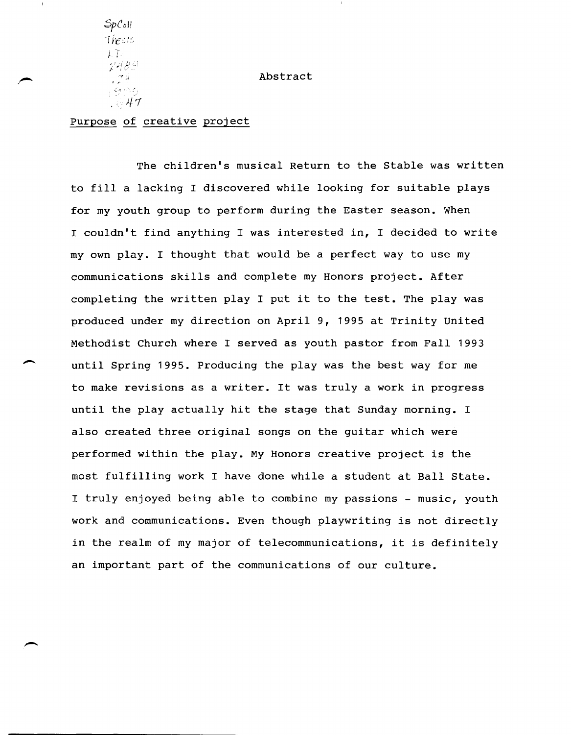# Abstract

Purpose of creative project

The children's musical Return to the Stable was written to fill a lacking I discovered while looking for suitable plays for my youth group to perform during the Easter season. When I couldn't find anything I was interested in, I decided to write my own play. I thought that would be a perfect way to use my communications skills and complete my Honors project. After completing the written play I put it to the test. The play was produced under my direction on April 9, 1995 at Trinity United Methodist Church where I served as youth pastor from Fall 1993 until Spring 1995. Producing the play was the best way for me to make revisions as a writer. It was truly a work in progress until the play actually hit the stage that Sunday morning. I also created three original songs on the guitar which were performed within the play. My Honors creative project is the most fulfilling work I have done while a student at Ball State. I truly enjoyed being able to combine my passions - music, youth work and communications. Even though playwriting is not directly in the realm of my major of telecommunications, it is definitely an important part of the communications of our culture.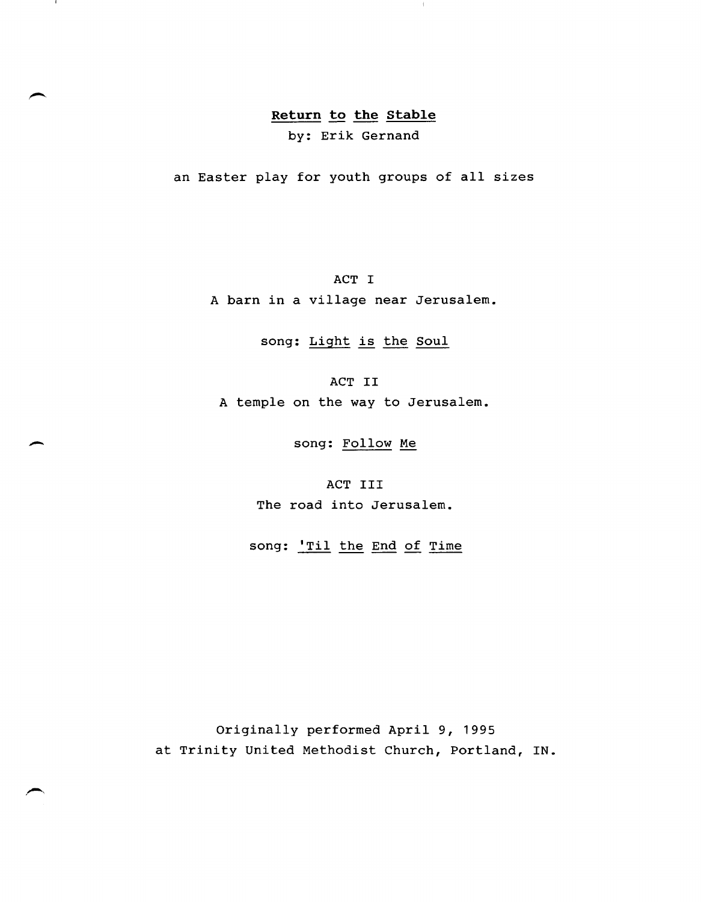# Return to the Stable

by: Erik Gernand

an Easter play for youth groups of all sizes

ACT I

A barn in a village near Jerusalem.

song: Light is the Soul

ACT II

A temple on the way to Jerusalem.

song: Follow Me

ACT III

The road into Jerusalem.

song: 'Til the End of Time

Originally performed April 9, 1995
at Trinity United Methodist Church, Portland, IN.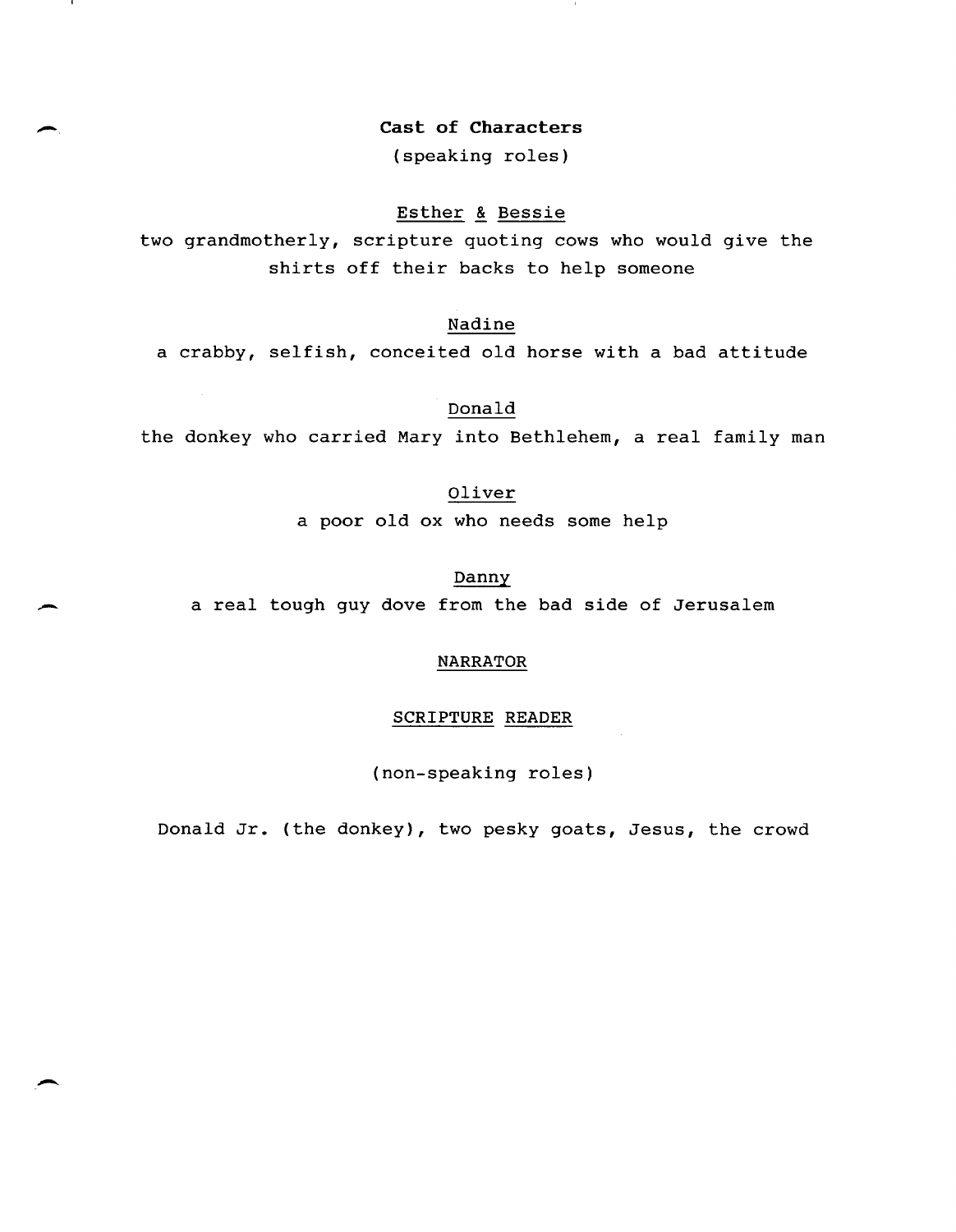**Cast of Characters**

(speaking roles)

Esther & Bessie

two grandmotherly, scripture quoting cows who would give the shirts off their backs to help someone

Nadine

a crabby, selfish, conceited old horse with a bad attitude

Donald

the donkey who carried Mary into Bethlehem, a real family man

Oliver

a poor old ox who needs some help

Danny

a real tough guy dove from the bad side of Jerusalem

NARRATOR

SCRIPTURE READER

(non-speaking roles)

Donald Jr. (the donkey), two pesky goats, Jesus, the crowd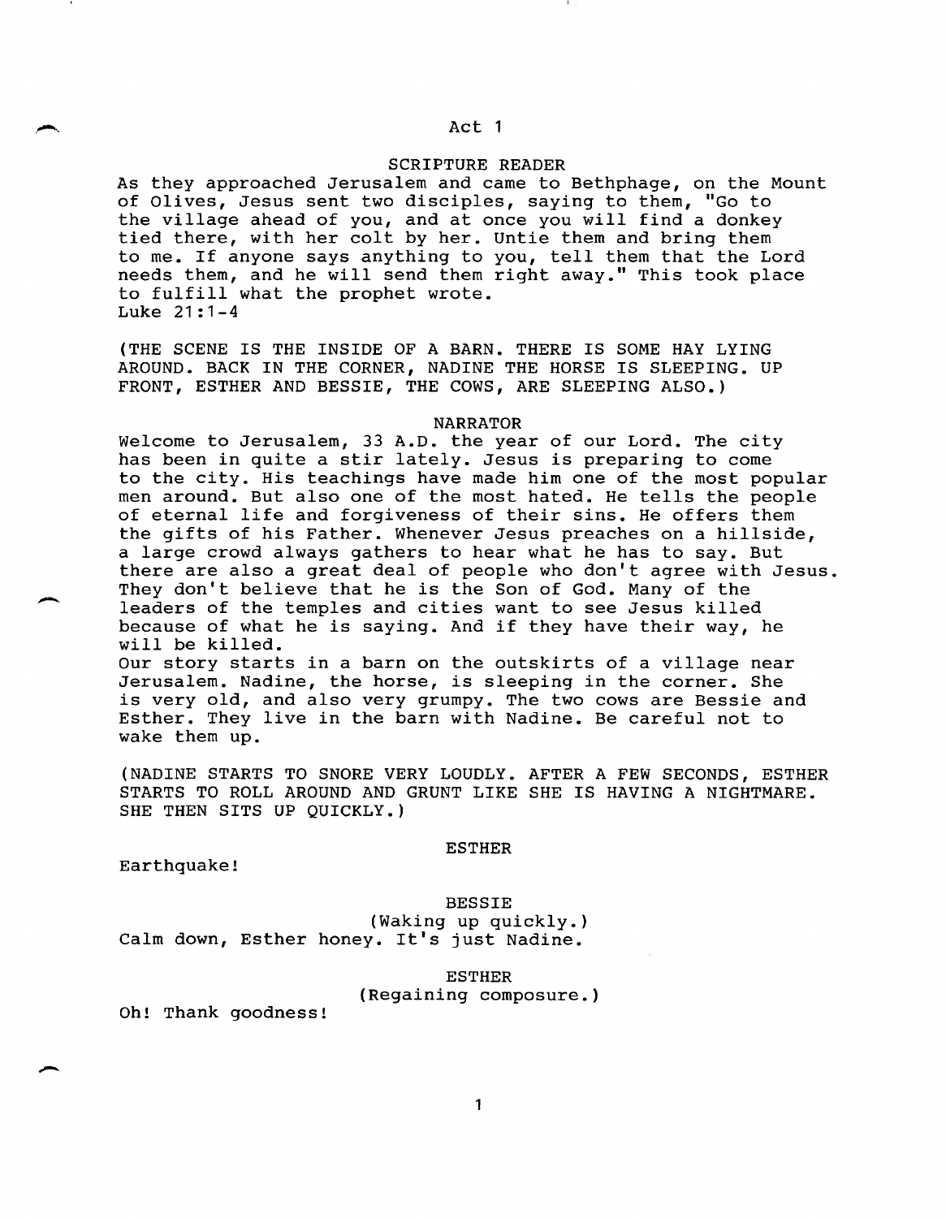# Act 1

SCRIPTURE READER

As they approached Jerusalem and came to Bethphage, on the Mount of Olives, Jesus sent two disciples, saying to them, "Go to the village ahead of you, and at once you will find a donkey tied there, with her colt by her. Untie them and bring them to me. If anyone says anything to you, tell them that the Lord needs them, and he will send them right away." This took place to fulfill what the prophet wrote.
Luke 21:1-4

(THE SCENE IS THE INSIDE OF A BARN. THERE IS SOME HAY LYING AROUND. BACK IN THE CORNER, NADINE THE HORSE IS SLEEPING. UP FRONT, ESTHER AND BESSIE, THE COWS, ARE SLEEPING ALSO.)

NARRATOR

Welcome to Jerusalem, 33 A.D. the year of our Lord. The city has been in quite a stir lately. Jesus is preparing to come to the city. His teachings have made him one of the most popular men around. But also one of the most hated. He tells the people of eternal life and forgiveness of their sins. He offers them the gifts of his Father. Whenever Jesus preaches on a hillside, a large crowd always gathers to hear what he has to say. But there are also a great deal of people who don't agree with Jesus. They don't believe that he is the Son of God. Many of the leaders of the temples and cities want to see Jesus killed because of what he is saying. And if they have their way, he will be killed.
Our story starts in a barn on the outskirts of a village near Jerusalem. Nadine, the horse, is sleeping in the corner. She is very old, and also very grumpy. The two cows are Bessie and Esther. They live in the barn with Nadine. Be careful not to wake them up.

(NADINE STARTS TO SNORE VERY LOUDLY. AFTER A FEW SECONDS, ESTHER STARTS TO ROLL AROUND AND GRUNT LIKE SHE IS HAVING A NIGHTMARE. SHE THEN SITS UP QUICKLY.)

ESTHER

Earthquake!

BESSIE
(Waking up quickly.)

Calm down, Esther honey. It's just Nadine.

ESTHER
(Regaining composure.)

Oh! Thank goodness!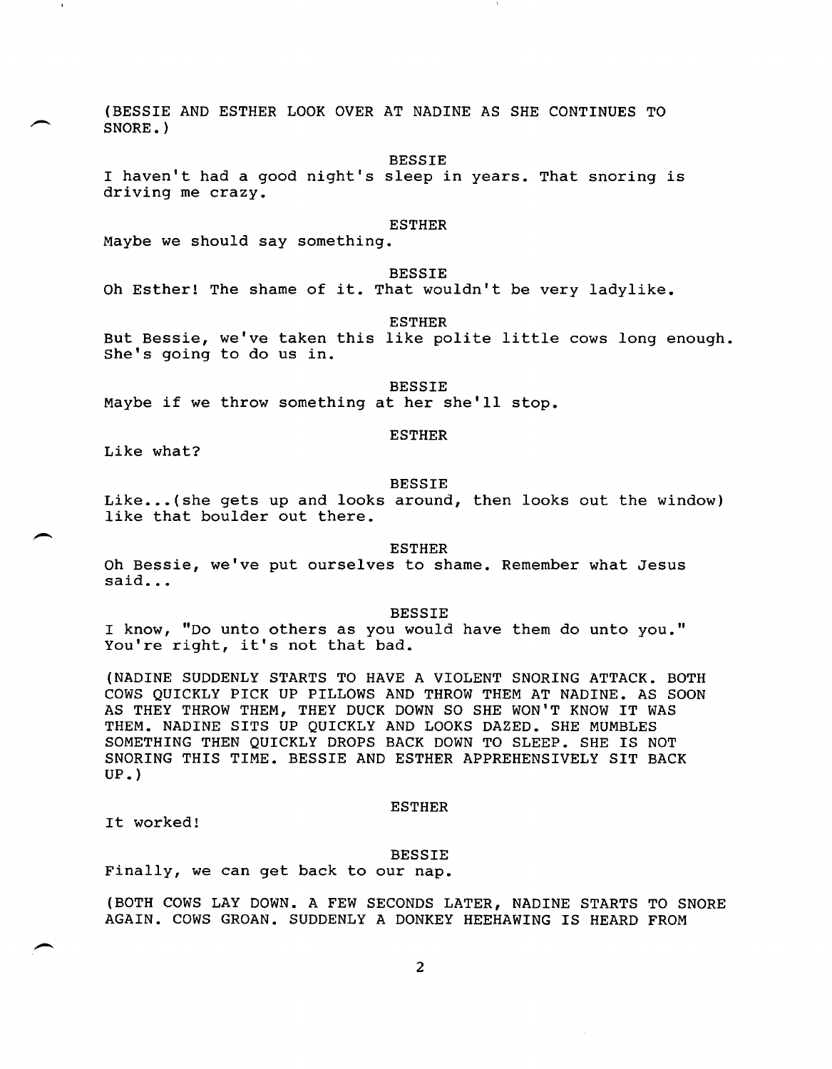(BESSIE AND ESTHER LOOK OVER AT NADINE AS SHE CONTINUES TO SNORE.)

BESSIE

I haven't had a good night's sleep in years. That snoring is driving me crazy.

ESTHER

Maybe we should say something.

BESSIE

Oh Esther! The shame of it. That wouldn't be very ladylike.

ESTHER

But Bessie, we've taken this like polite little cows long enough. She's going to do us in.

BESSIE

Maybe if we throw something at her she'll stop.

ESTHER

Like what?

BESSIE

Like...(she gets up and looks around, then looks out the window) like that boulder out there.

ESTHER

Oh Bessie, we've put ourselves to shame. Remember what Jesus said...

BESSIE

I know, "Do unto others as you would have them do unto you." You're right, it's not that bad.

(NADINE SUDDENLY STARTS TO HAVE A VIOLENT SNORING ATTACK. BOTH COWS QUICKLY PICK UP PILLOWS AND THROW THEM AT NADINE. AS SOON AS THEY THROW THEM, THEY DUCK DOWN SO SHE WON'T KNOW IT WAS THEM. NADINE SITS UP QUICKLY AND LOOKS DAZED. SHE MUMBLES SOMETHING THEN QUICKLY DROPS BACK DOWN TO SLEEP. SHE IS NOT SNORING THIS TIME. BESSIE AND ESTHER APPREHENSIVELY SIT BACK UP.)

ESTHER

It worked!

BESSIE

Finally, we can get back to our nap.

(BOTH COWS LAY DOWN. A FEW SECONDS LATER, NADINE STARTS TO SNORE AGAIN. COWS GROAN. SUDDENLY A DONKEY HEEHAWING IS HEARD FROM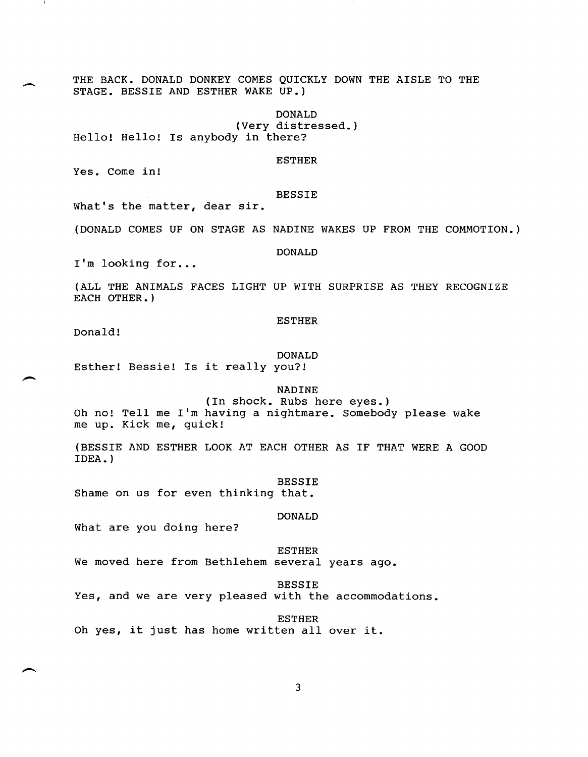THE BACK. DONALD DONKEY COMES QUICKLY DOWN THE AISLE TO THE STAGE. BESSIE AND ESTHER WAKE UP.)

DONALD
(Very distressed.)
Hello! Hello! Is anybody in there?

ESTHER
Yes. Come in!

BESSIE
What's the matter, dear sir.

(DONALD COMES UP ON STAGE AS NADINE WAKES UP FROM THE COMMOTION.)

DONALD
I'm looking for...

(ALL THE ANIMALS FACES LIGHT UP WITH SURPRISE AS THEY RECOGNIZE EACH OTHER.)

ESTHER
Donald!

DONALD
Esther! Bessie! Is it really you?!

NADINE
(In shock. Rubs here eyes.)
Oh no! Tell me I'm having a nightmare. Somebody please wake me up. Kick me, quick!

(BESSIE AND ESTHER LOOK AT EACH OTHER AS IF THAT WERE A GOOD IDEA.)

BESSIE
Shame on us for even thinking that.

DONALD
What are you doing here?

ESTHER
We moved here from Bethlehem several years ago.

BESSIE
Yes, and we are very pleased with the accommodations.

ESTHER
Oh yes, it just has home written all over it.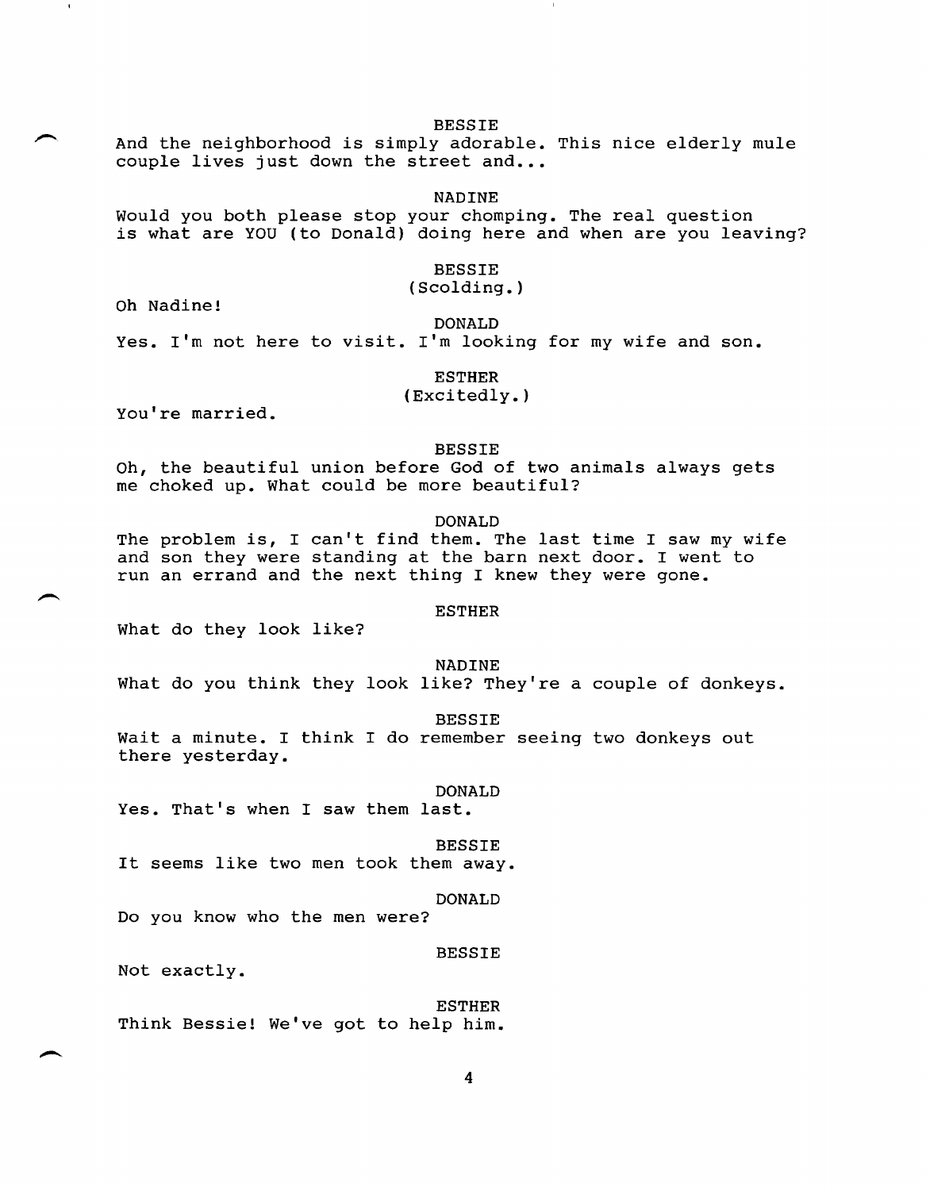BESSIE
And the neighborhood is simply adorable. This nice elderly mule couple lives just down the street and...

NADINE
Would you both please stop your chomping. The real question is what are YOU (to Donald) doing here and when are you leaving?

BESSIE
(Scolding.)
Oh Nadine!

DONALD
Yes. I'm not here to visit. I'm looking for my wife and son.

ESTHER
(Excitedly.)
You're married.

BESSIE
Oh, the beautiful union before God of two animals always gets me choked up. What could be more beautiful?

DONALD
The problem is, I can't find them. The last time I saw my wife and son they were standing at the barn next door. I went to run an errand and the next thing I knew they were gone.

ESTHER
What do they look like?

NADINE
What do you think they look like? They're a couple of donkeys.

BESSIE
Wait a minute. I think I do remember seeing two donkeys out there yesterday.

DONALD
Yes. That's when I saw them last.

BESSIE
It seems like two men took them away.

DONALD
Do you know who the men were?

BESSIE
Not exactly.

ESTHER
Think Bessie! We've got to help him.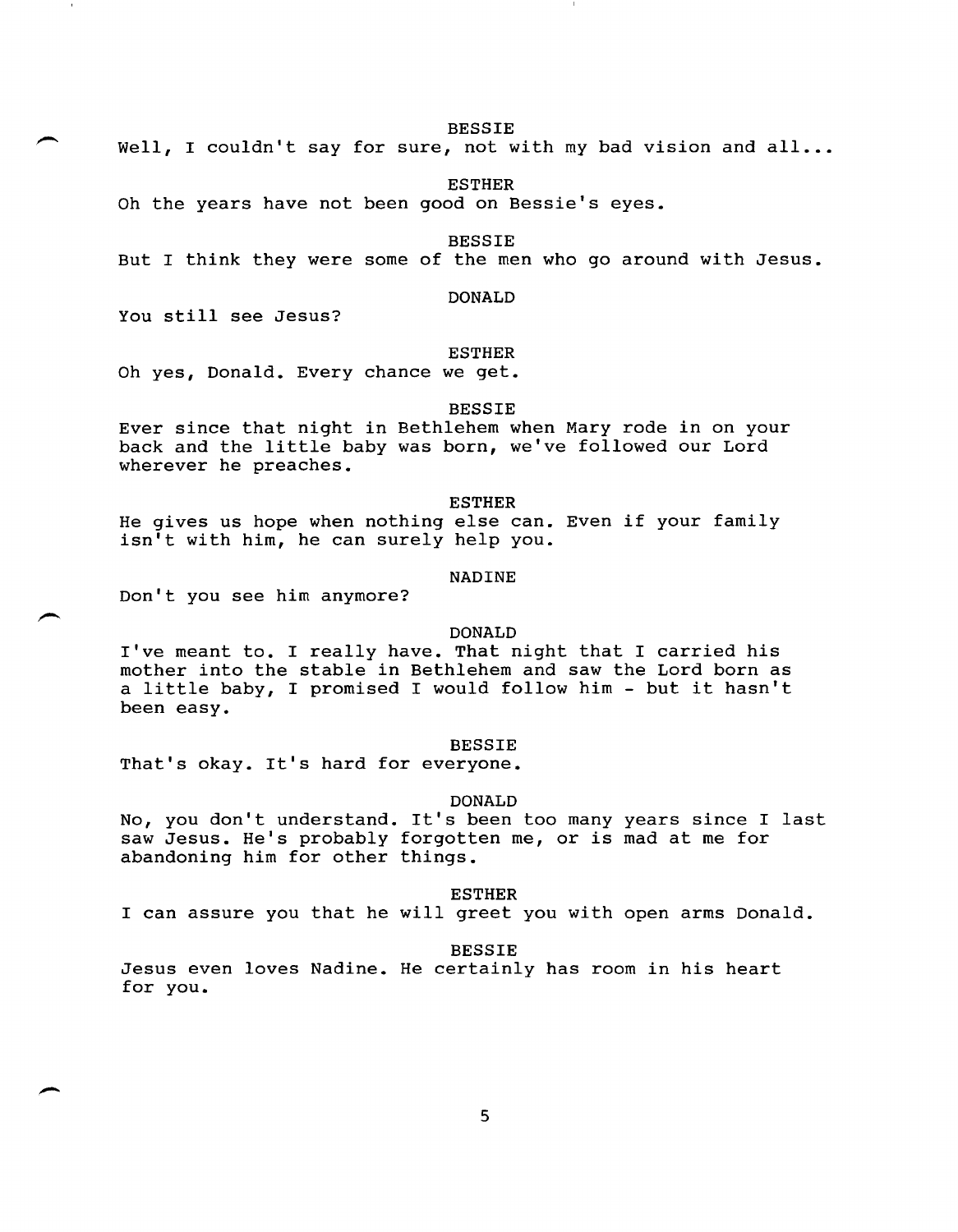BESSIE

Well, I couldn't say for sure, not with my bad vision and all...

ESTHER

Oh the years have not been good on Bessie's eyes.

BESSIE

But I think they were some of the men who go around with Jesus.

DONALD

You still see Jesus?

ESTHER

Oh yes, Donald. Every chance we get.

BESSIE

Ever since that night in Bethlehem when Mary rode in on your back and the little baby was born, we've followed our Lord wherever he preaches.

ESTHER

He gives us hope when nothing else can. Even if your family isn't with him, he can surely help you.

NADINE

Don't you see him anymore?

DONALD

I've meant to. I really have. That night that I carried his mother into the stable in Bethlehem and saw the Lord born as a little baby, I promised I would follow him - but it hasn't been easy.

BESSIE

That's okay. It's hard for everyone.

DONALD

No, you don't understand. It's been too many years since I last saw Jesus. He's probably forgotten me, or is mad at me for abandoning him for other things.

ESTHER

I can assure you that he will greet you with open arms Donald.

BESSIE

Jesus even loves Nadine. He certainly has room in his heart for you.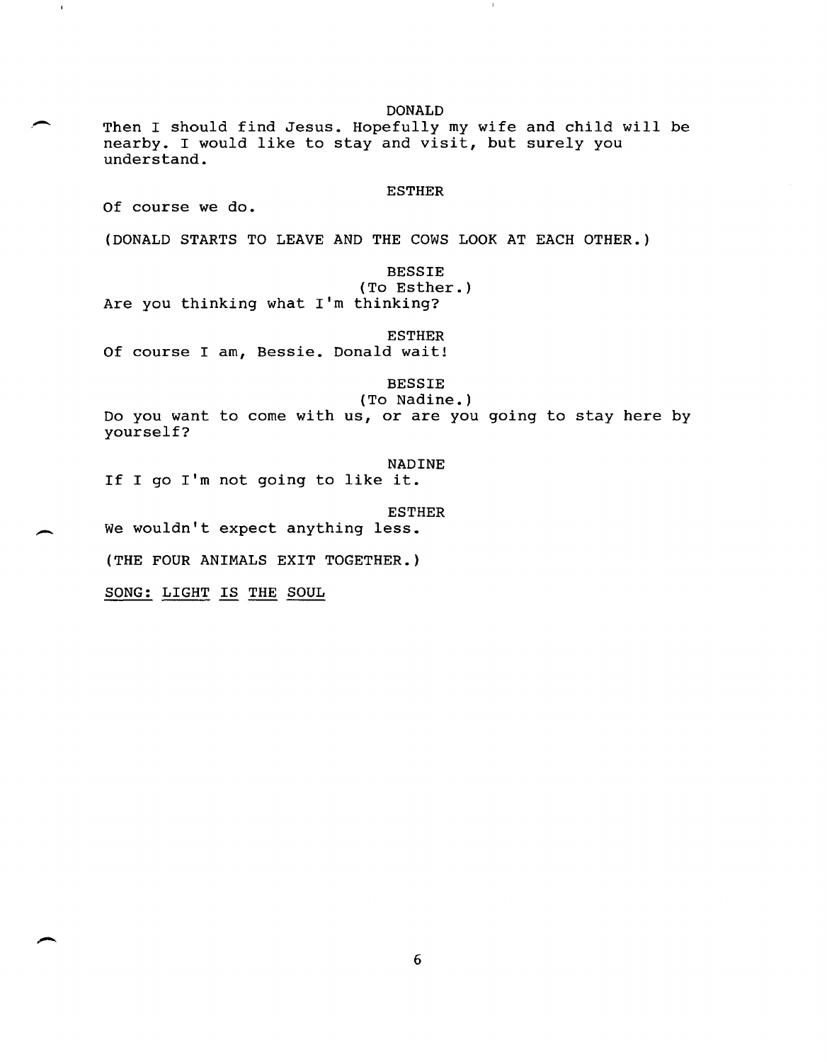DONALD

Then I should find Jesus. Hopefully my wife and child will be nearby. I would like to stay and visit, but surely you understand.

ESTHER

Of course we do.

(DONALD STARTS TO LEAVE AND THE COWS LOOK AT EACH OTHER.)

BESSIE

(To Esther.)

Are you thinking what I'm thinking?

ESTHER

Of course I am, Bessie. Donald wait!

BESSIE

(To Nadine.)

Do you want to come with us, or are you going to stay here by yourself?

NADINE

If I go I'm not going to like it.

ESTHER

We wouldn't expect anything less.

(THE FOUR ANIMALS EXIT TOGETHER.)

<u>SONG: LIGHT IS THE SOUL</u>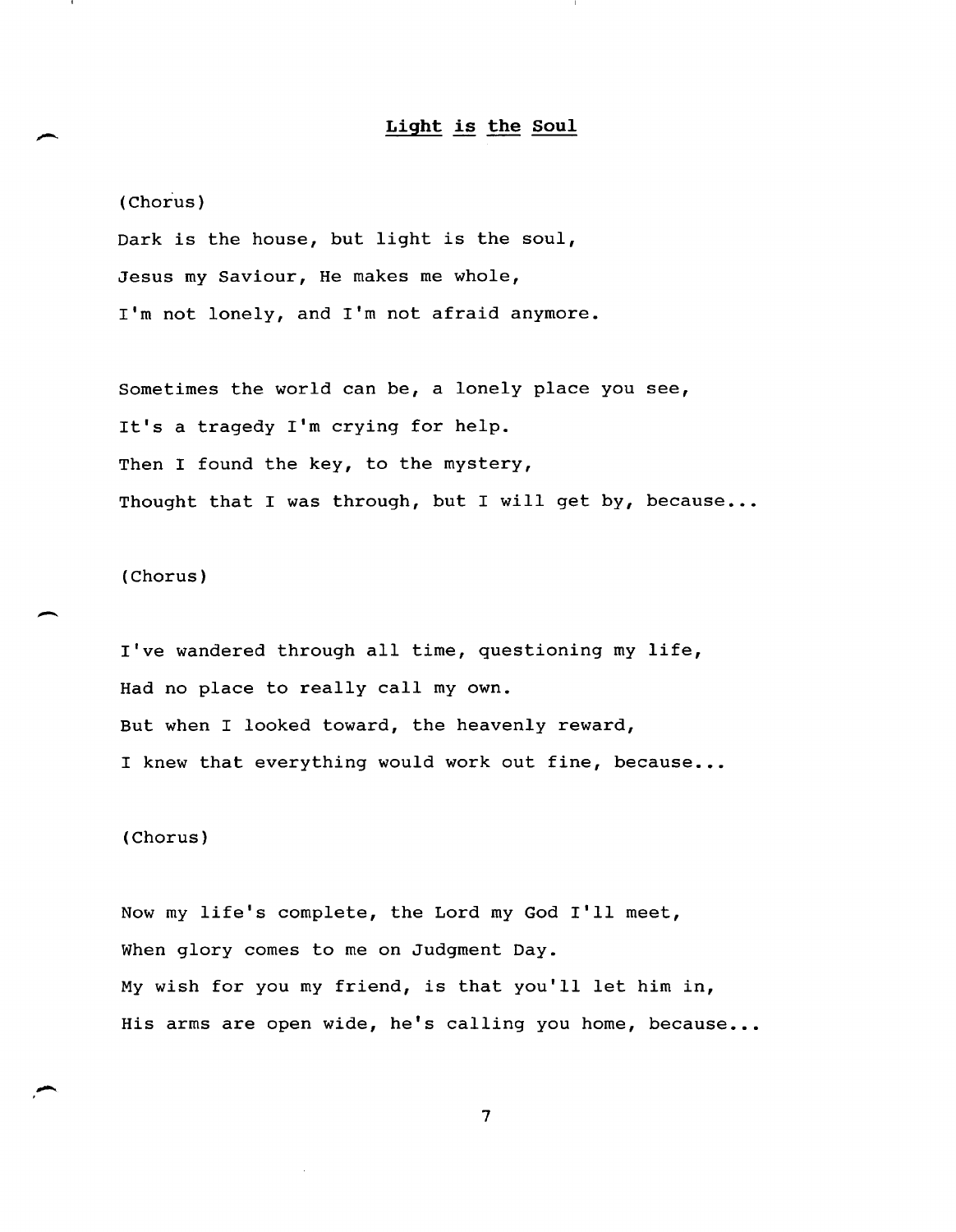## **Light is the Soul**

(Chorus)

Dark is the house, but light is the soul,
Jesus my Saviour, He makes me whole,
I'm not lonely, and I'm not afraid anymore.

Sometimes the world can be, a lonely place you see,
It's a tragedy I'm crying for help.
Then I found the key, to the mystery,
Thought that I was through, but I will get by, because...

(Chorus)

I've wandered through all time, questioning my life,
Had no place to really call my own.
But when I looked toward, the heavenly reward,
I knew that everything would work out fine, because...

(Chorus)

Now my life's complete, the Lord my God I'll meet,
When glory comes to me on Judgment Day.
My wish for you my friend, is that you'll let him in,
His arms are open wide, he's calling you home, because...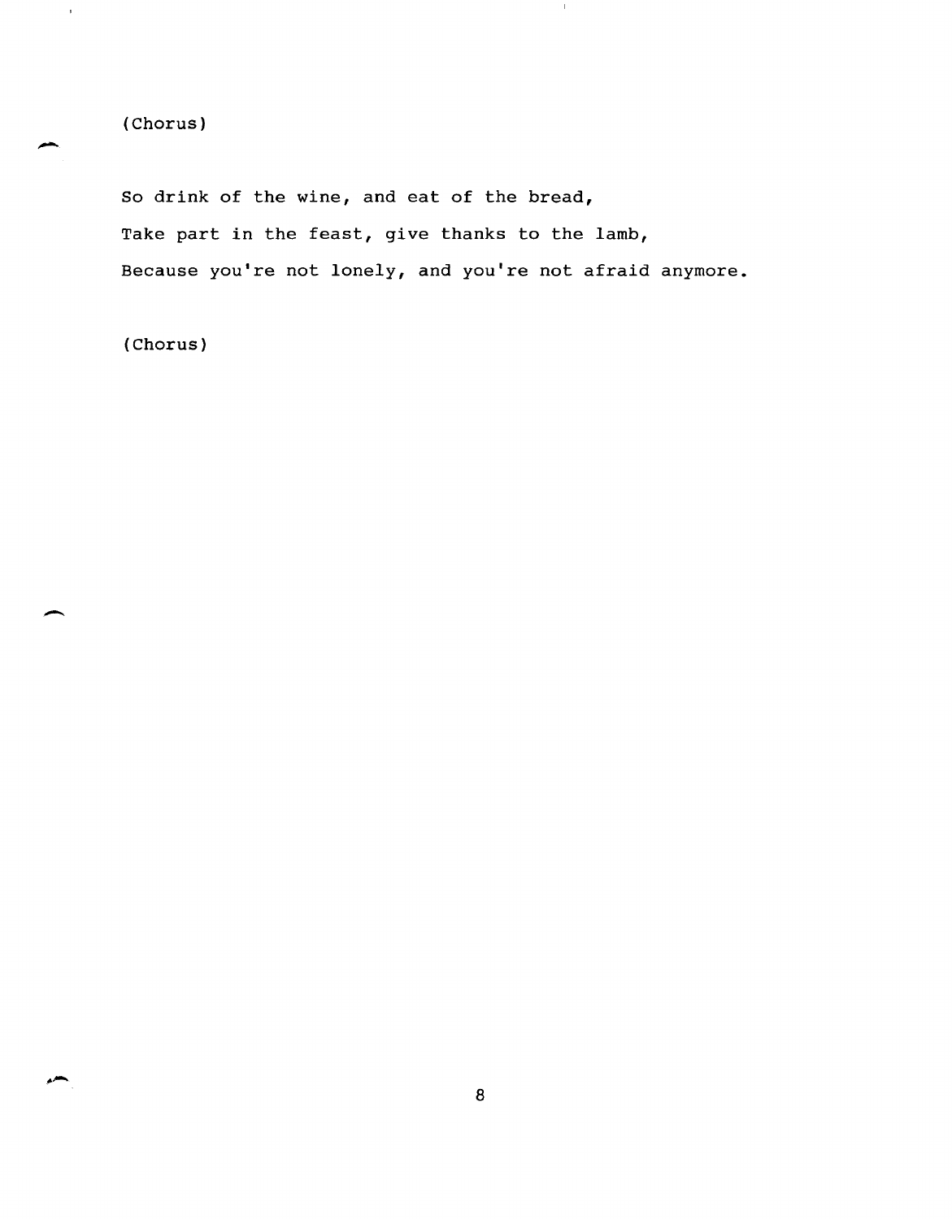(Chorus)

So drink of the wine, and eat of the bread,
Take part in the feast, give thanks to the lamb,
Because you're not lonely, and you're not afraid anymore.

(Chorus)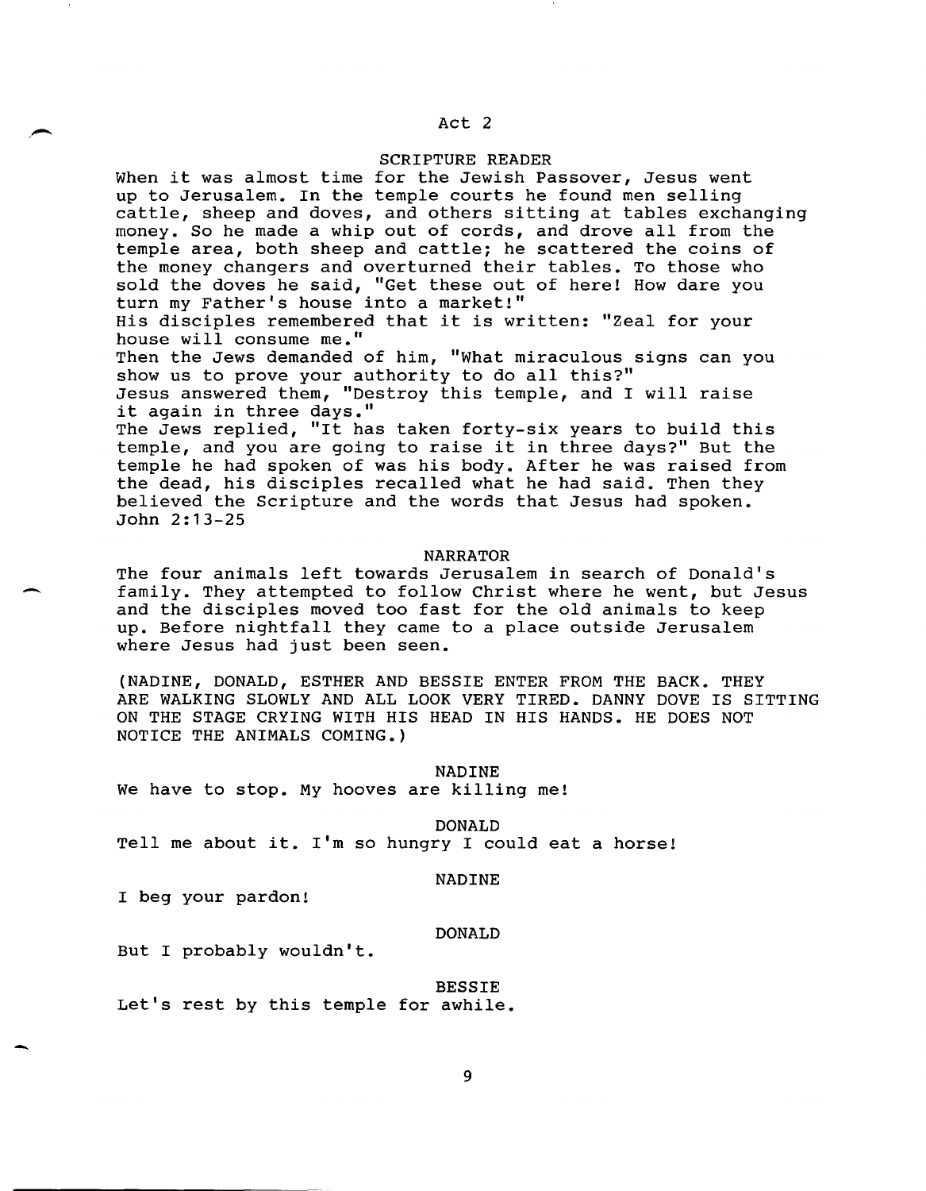## Act 2

SCRIPTURE READER

When it was almost time for the Jewish Passover, Jesus went up to Jerusalem. In the temple courts he found men selling cattle, sheep and doves, and others sitting at tables exchanging money. So he made a whip out of cords, and drove all from the temple area, both sheep and cattle; he scattered the coins of the money changers and overturned their tables. To those who sold the doves he said, "Get these out of here! How dare you turn my Father's house into a market!"
His disciples remembered that it is written: "Zeal for your house will consume me."
Then the Jews demanded of him, "What miraculous signs can you show us to prove your authority to do all this?"
Jesus answered them, "Destroy this temple, and I will raise it again in three days."
The Jews replied, "It has taken forty-six years to build this temple, and you are going to raise it in three days?" But the temple he had spoken of was his body. After he was raised from the dead, his disciples recalled what he had said. Then they believed the Scripture and the words that Jesus had spoken.
John 2:13-25

NARRATOR

The four animals left towards Jerusalem in search of Donald's family. They attempted to follow Christ where he went, but Jesus and the disciples moved too fast for the old animals to keep up. Before nightfall they came to a place outside Jerusalem where Jesus had just been seen.

(NADINE, DONALD, ESTHER AND BESSIE ENTER FROM THE BACK. THEY ARE WALKING SLOWLY AND ALL LOOK VERY TIRED. DANNY DOVE IS SITTING ON THE STAGE CRYING WITH HIS HEAD IN HIS HANDS. HE DOES NOT NOTICE THE ANIMALS COMING.)

NADINE

We have to stop. My hooves are killing me!

DONALD

Tell me about it. I'm so hungry I could eat a horse!

NADINE

I beg your pardon!

DONALD

But I probably wouldn't.

BESSIE

Let's rest by this temple for awhile.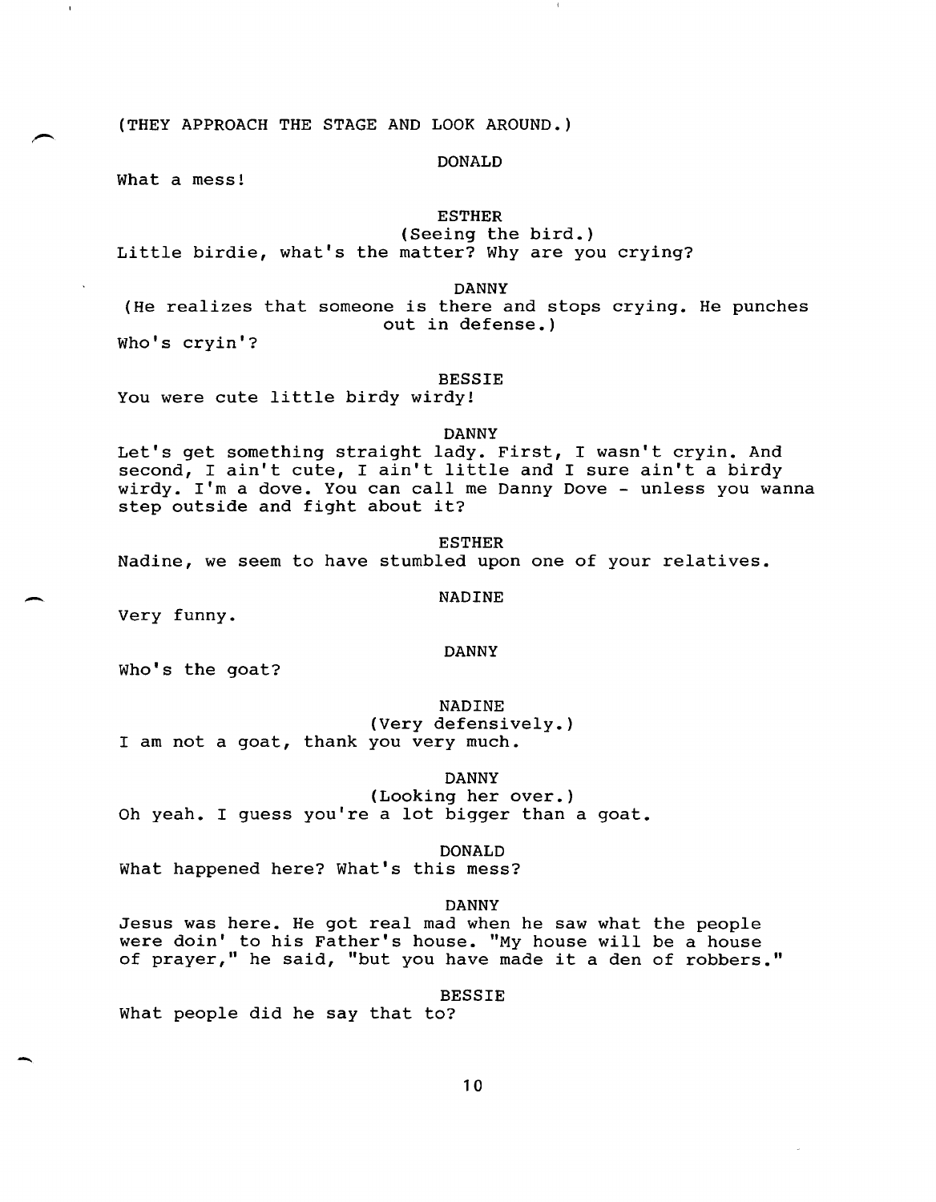(THEY APPROACH THE STAGE AND LOOK AROUND.)

DONALD

What a mess!

ESTHER

(Seeing the bird.)

Little birdie, what's the matter? Why are you crying?

DANNY

(He realizes that someone is there and stops crying. He punches out in defense.)

Who's cryin'?

BESSIE

You were cute little birdy wirdy!

DANNY

Let's get something straight lady. First, I wasn't cryin. And second, I ain't cute, I ain't little and I sure ain't a birdy wirdy. I'm a dove. You can call me Danny Dove - unless you wanna step outside and fight about it?

ESTHER

Nadine, we seem to have stumbled upon one of your relatives.

NADINE

Very funny.

DANNY

Who's the goat?

NADINE

(Very defensively.)

I am not a goat, thank you very much.

DANNY

(Looking her over.)

Oh yeah. I guess you're a lot bigger than a goat.

DONALD

What happened here? What's this mess?

DANNY

Jesus was here. He got real mad when he saw what the people were doin' to his Father's house. "My house will be a house of prayer," he said, "but you have made it a den of robbers."

BESSIE

What people did he say that to?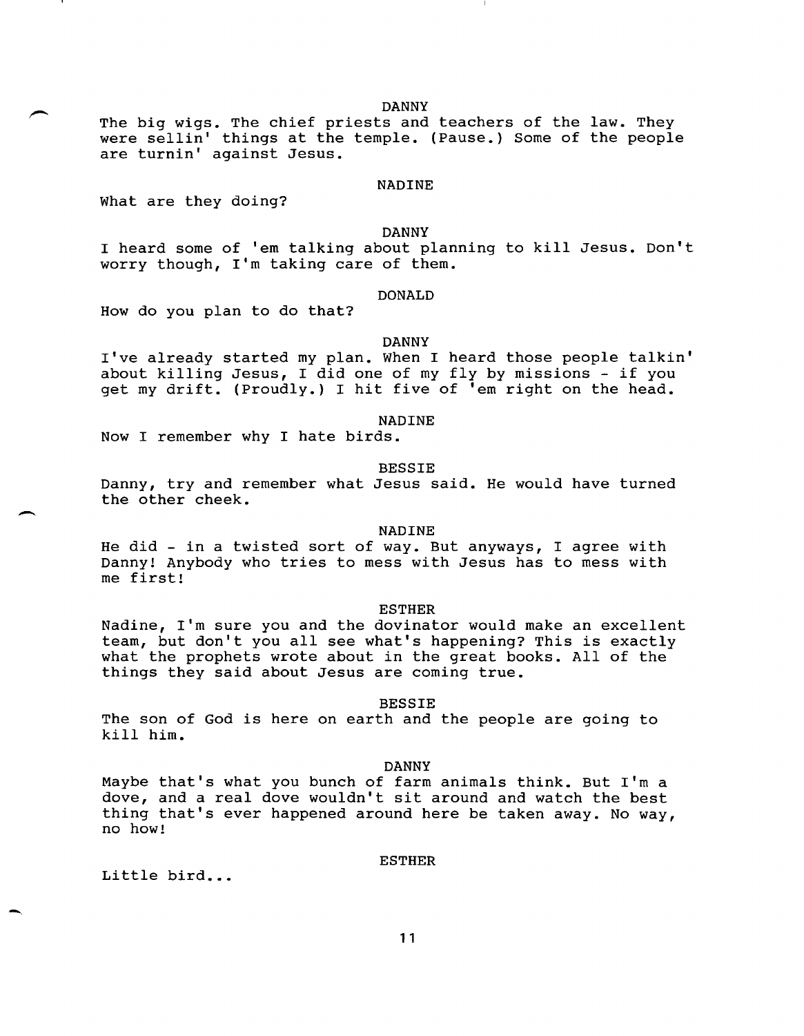DANNY

The big wigs. The chief priests and teachers of the law. They were sellin' things at the temple. (Pause.) Some of the people are turnin' against Jesus.

NADINE

What are they doing?

DANNY

I heard some of 'em talking about planning to kill Jesus. Don't worry though, I'm taking care of them.

DONALD

How do you plan to do that?

DANNY

I've already started my plan. When I heard those people talkin' about killing Jesus, I did one of my fly by missions - if you get my drift. (Proudly.) I hit five of 'em right on the head.

NADINE

Now I remember why I hate birds.

BESSIE

Danny, try and remember what Jesus said. He would have turned the other cheek.

NADINE

He did - in a twisted sort of way. But anyways, I agree with Danny! Anybody who tries to mess with Jesus has to mess with me first!

ESTHER

Nadine, I'm sure you and the dovinator would make an excellent team, but don't you all see what's happening? This is exactly what the prophets wrote about in the great books. All of the things they said about Jesus are coming true.

BESSIE

The son of God is here on earth and the people are going to kill him.

DANNY

Maybe that's what you bunch of farm animals think. But I'm a dove, and a real dove wouldn't sit around and watch the best thing that's ever happened around here be taken away. No way, no how!

ESTHER

Little bird...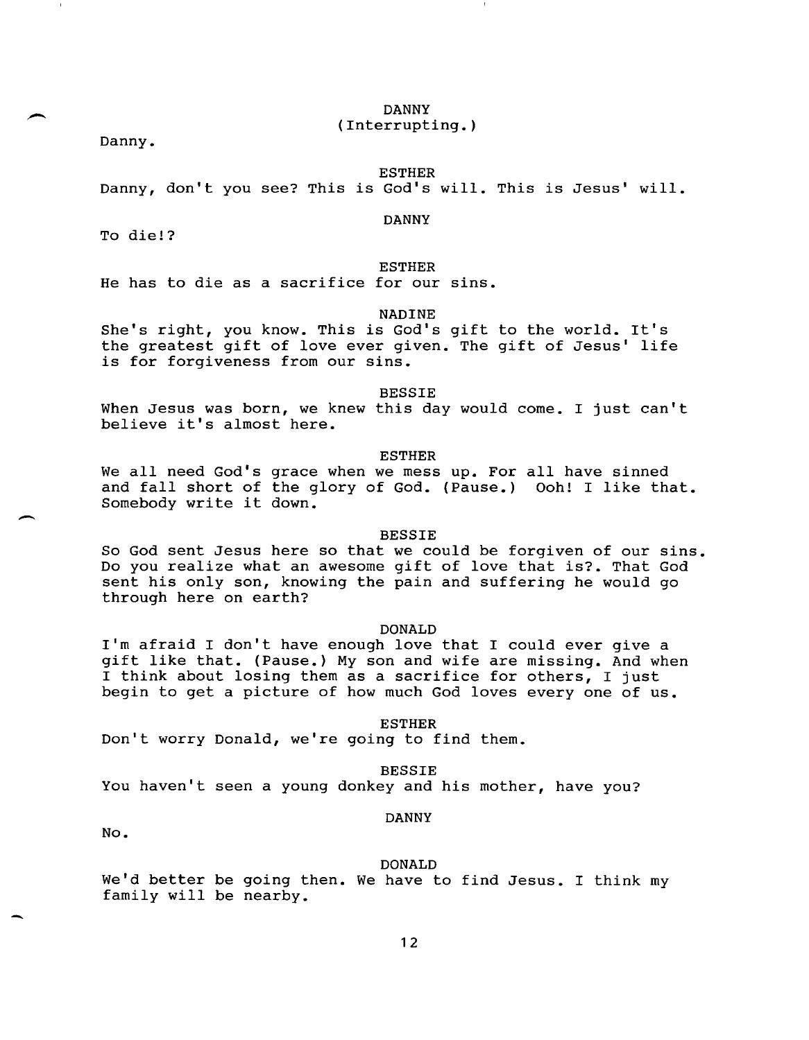DANNY
(Interrupting.)

Danny.

ESTHER

Danny, don't you see? This is God's will. This is Jesus' will.

DANNY

To die!?

ESTHER

He has to die as a sacrifice for our sins.

NADINE

She's right, you know. This is God's gift to the world. It's the greatest gift of love ever given. The gift of Jesus' life is for forgiveness from our sins.

BESSIE

When Jesus was born, we knew this day would come. I just can't believe it's almost here.

ESTHER

We all need God's grace when we mess up. For all have sinned and fall short of the glory of God. (Pause.) Ooh! I like that. Somebody write it down.

BESSIE

So God sent Jesus here so that we could be forgiven of our sins. Do you realize what an awesome gift of love that is?. That God sent his only son, knowing the pain and suffering he would go through here on earth?

DONALD

I'm afraid I don't have enough love that I could ever give a gift like that. (Pause.) My son and wife are missing. And when I think about losing them as a sacrifice for others, I just begin to get a picture of how much God loves every one of us.

ESTHER

Don't worry Donald, we're going to find them.

BESSIE

You haven't seen a young donkey and his mother, have you?

DANNY

No.

DONALD

We'd better be going then. We have to find Jesus. I think my family will be nearby.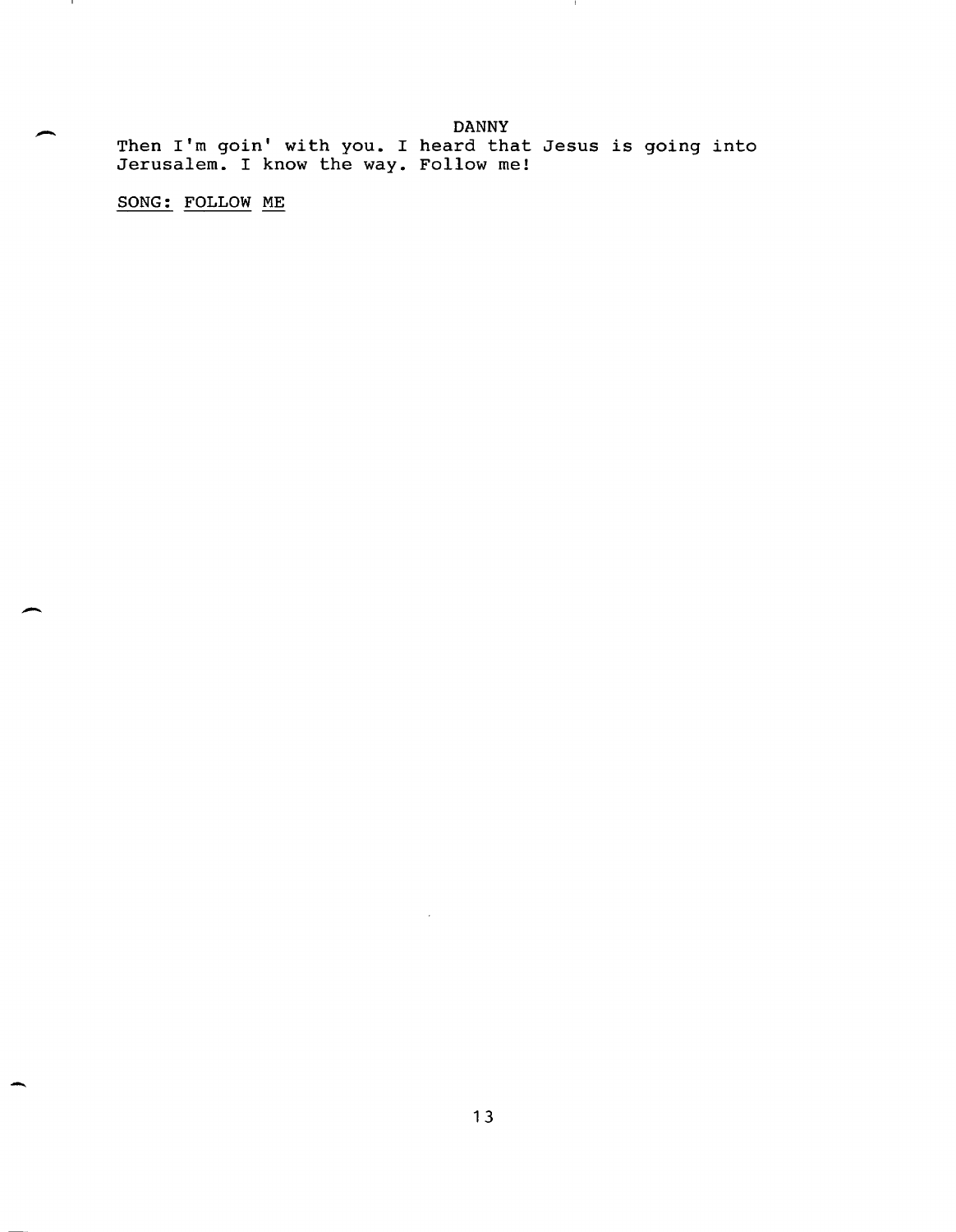DANNY

Then I'm goin' with you. I heard that Jesus is going into Jerusalem. I know the way. Follow me!

SONG: FOLLOW ME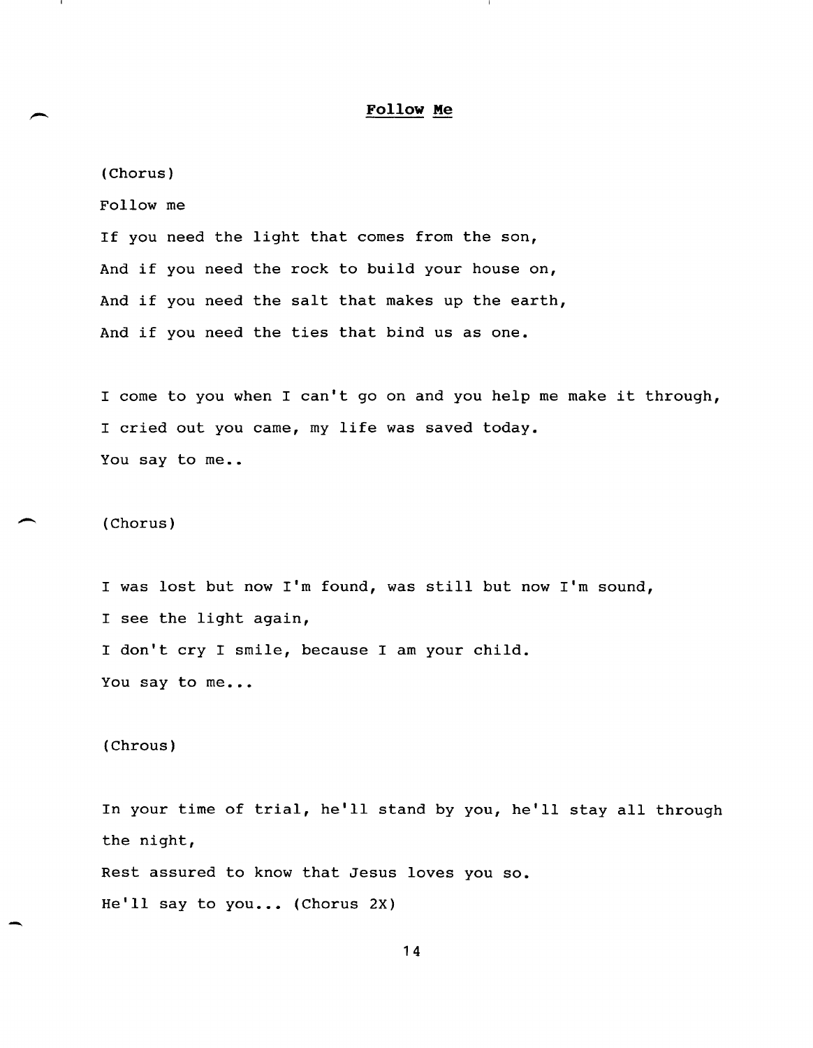# **Follow Me**

(Chorus)

Follow me

If you need the light that comes from the son,

And if you need the rock to build your house on,

And if you need the salt that makes up the earth,

And if you need the ties that bind us as one.

I come to you when I can't go on and you help me make it through,

I cried out you came, my life was saved today.

You say to me..

(Chorus)

I was lost but now I'm found, was still but now I'm sound,

I see the light again,

I don't cry I smile, because I am your child.

You say to me...

(Chrous)

In your time of trial, he'll stand by you, he'll stay all through the night,

Rest assured to know that Jesus loves you so.

He'll say to you... (Chorus 2X)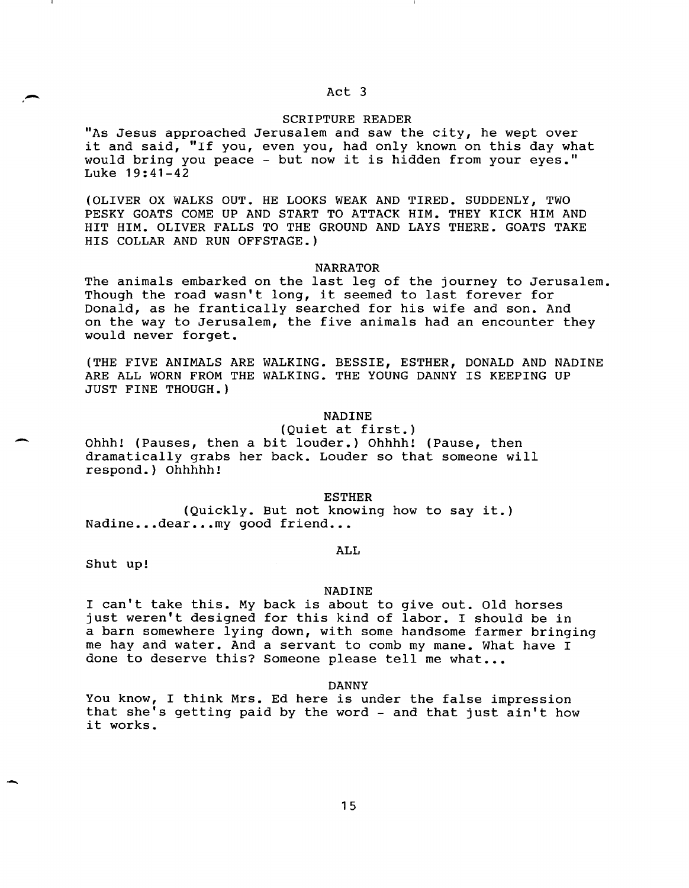## Act 3

SCRIPTURE READER

"As Jesus approached Jerusalem and saw the city, he wept over it and said, "If you, even you, had only known on this day what would bring you peace - but now it is hidden from your eyes." Luke 19:41-42

(OLIVER OX WALKS OUT. HE LOOKS WEAK AND TIRED. SUDDENLY, TWO PESKY GOATS COME UP AND START TO ATTACK HIM. THEY KICK HIM AND HIT HIM. OLIVER FALLS TO THE GROUND AND LAYS THERE. GOATS TAKE HIS COLLAR AND RUN OFFSTAGE.)

NARRATOR

The animals embarked on the last leg of the journey to Jerusalem. Though the road wasn't long, it seemed to last forever for Donald, as he frantically searched for his wife and son. And on the way to Jerusalem, the five animals had an encounter they would never forget.

(THE FIVE ANIMALS ARE WALKING. BESSIE, ESTHER, DONALD AND NADINE ARE ALL WORN FROM THE WALKING. THE YOUNG DANNY IS KEEPING UP JUST FINE THOUGH.)

NADINE

(Quiet at first.)

Ohhh! (Pauses, then a bit louder.) Ohhhh! (Pause, then dramatically grabs her back. Louder so that someone will respond.) Ohhhhh!

ESTHER

(Quickly. But not knowing how to say it.)

Nadine...dear...my good friend...

ALL

Shut up!

NADINE

I can't take this. My back is about to give out. Old horses just weren't designed for this kind of labor. I should be in a barn somewhere lying down, with some handsome farmer bringing me hay and water. And a servant to comb my mane. What have I done to deserve this? Someone please tell me what...

DANNY

You know, I think Mrs. Ed here is under the false impression that she's getting paid by the word - and that just ain't how it works.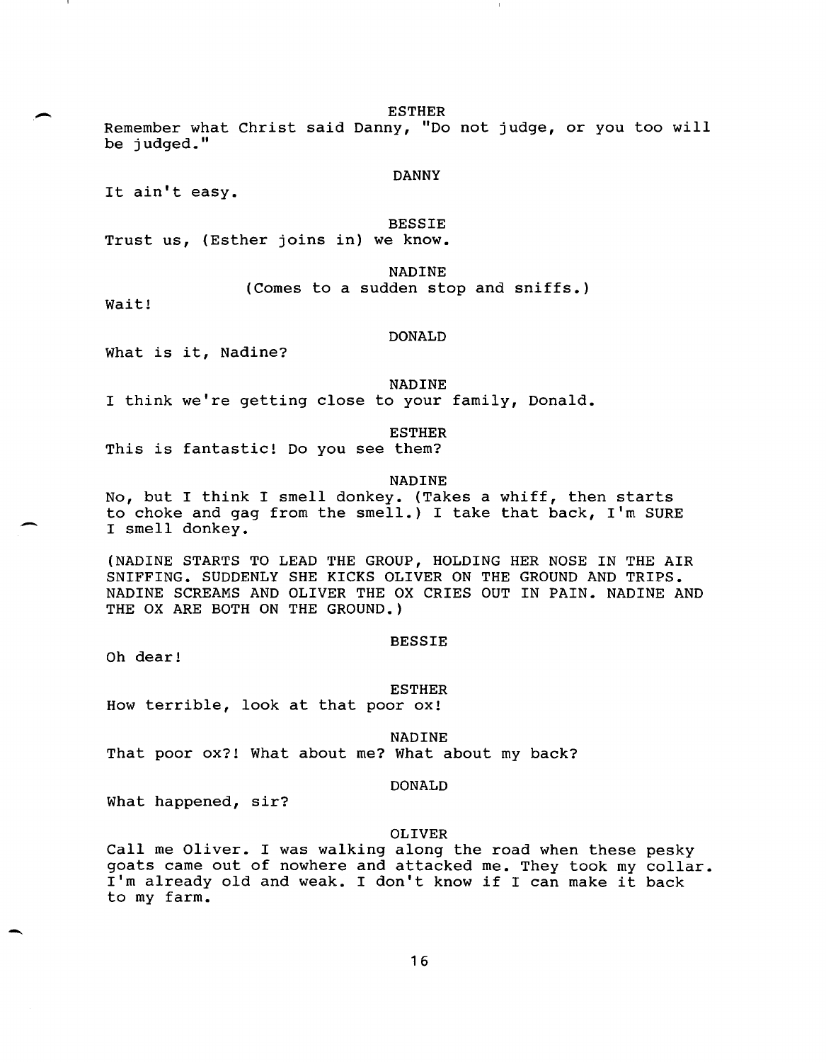ESTHER

Remember what Christ said Danny, "Do not judge, or you too will be judged."

DANNY

It ain't easy.

BESSIE

Trust us, (Esther joins in) we know.

NADINE

(Comes to a sudden stop and sniffs.)

Wait!

DONALD

What is it, Nadine?

NADINE

I think we're getting close to your family, Donald.

ESTHER

This is fantastic! Do you see them?

NADINE

No, but I think I smell donkey. (Takes a whiff, then starts to choke and gag from the smell.) I take that back, I'm SURE I smell donkey.

(NADINE STARTS TO LEAD THE GROUP, HOLDING HER NOSE IN THE AIR SNIFFING. SUDDENLY SHE KICKS OLIVER ON THE GROUND AND TRIPS. NADINE SCREAMS AND OLIVER THE OX CRIES OUT IN PAIN. NADINE AND THE OX ARE BOTH ON THE GROUND.)

BESSIE

Oh dear!

ESTHER

How terrible, look at that poor ox!

NADINE

That poor ox?! What about me? What about my back?

DONALD

What happened, sir?

OLIVER

Call me Oliver. I was walking along the road when these pesky goats came out of nowhere and attacked me. They took my collar. I'm already old and weak. I don't know if I can make it back to my farm.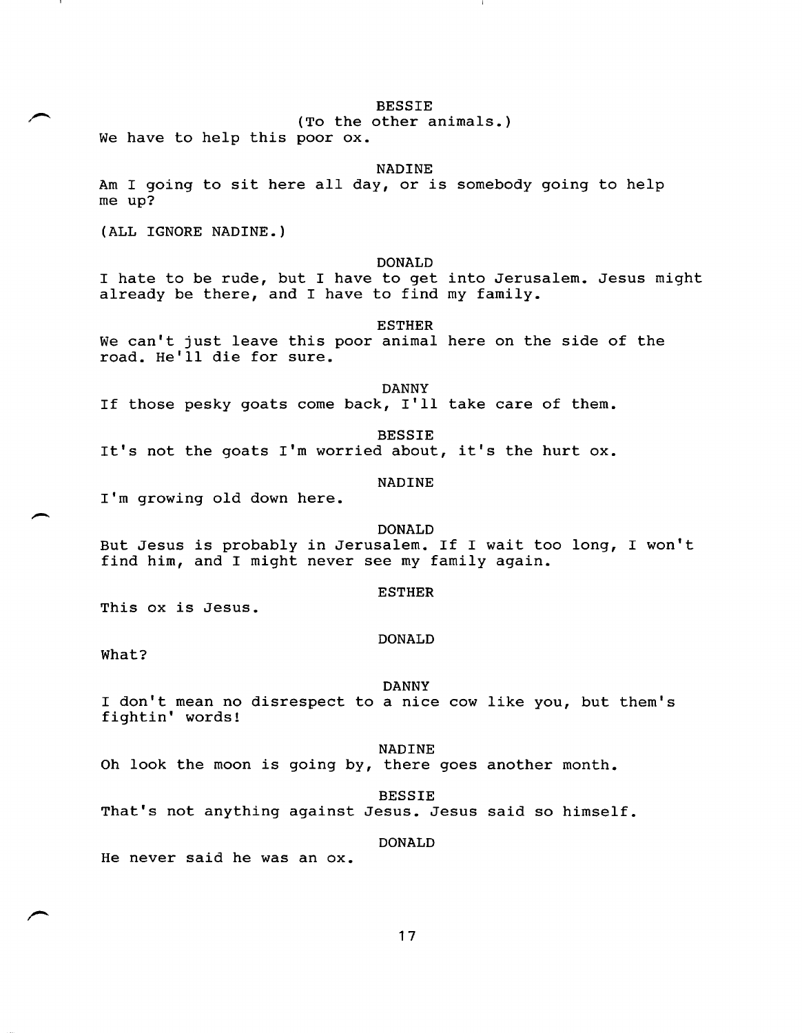BESSIE
(To the other animals.)
We have to help this poor ox.

NADINE
Am I going to sit here all day, or is somebody going to help me up?

(ALL IGNORE NADINE.)

DONALD
I hate to be rude, but I have to get into Jerusalem. Jesus might already be there, and I have to find my family.

ESTHER
We can't just leave this poor animal here on the side of the road. He'll die for sure.

DANNY
If those pesky goats come back, I'll take care of them.

BESSIE
It's not the goats I'm worried about, it's the hurt ox.

NADINE
I'm growing old down here.

DONALD
But Jesus is probably in Jerusalem. If I wait too long, I won't find him, and I might never see my family again.

ESTHER
This ox is Jesus.

DONALD
What?

DANNY
I don't mean no disrespect to a nice cow like you, but them's fightin' words!

NADINE
Oh look the moon is going by, there goes another month.

BESSIE
That's not anything against Jesus. Jesus said so himself.

DONALD
He never said he was an ox.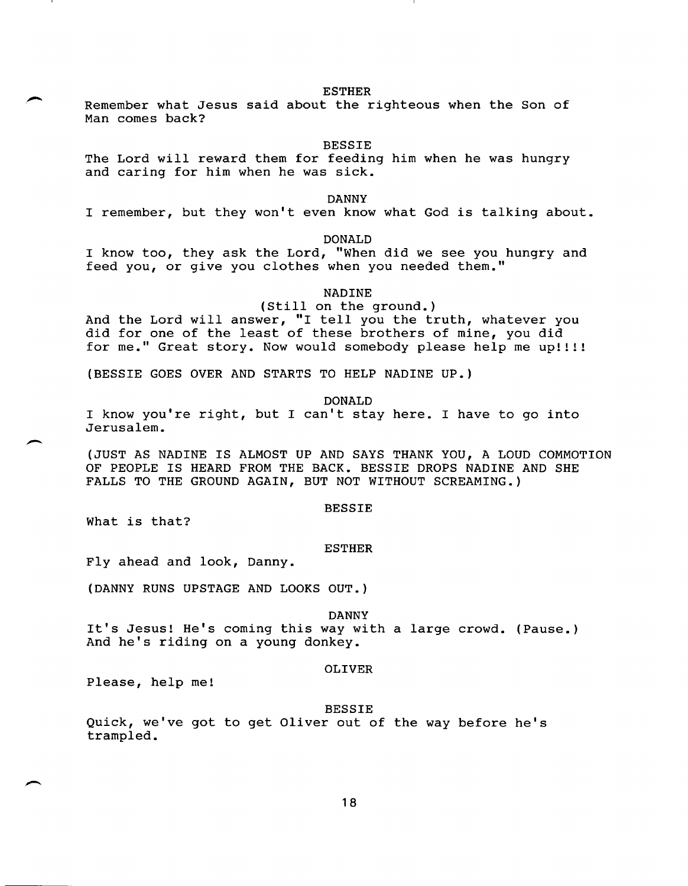ESTHER

Remember what Jesus said about the righteous when the Son of Man comes back?

BESSIE

The Lord will reward them for feeding him when he was hungry and caring for him when he was sick.

DANNY

I remember, but they won't even know what God is talking about.

DONALD

I know too, they ask the Lord, "When did we see you hungry and feed you, or give you clothes when you needed them."

NADINE

(Still on the ground.)

And the Lord will answer, "I tell you the truth, whatever you did for one of the least of these brothers of mine, you did for me." Great story. Now would somebody please help me up!!!!

(BESSIE GOES OVER AND STARTS TO HELP NADINE UP.)

DONALD

I know you're right, but I can't stay here. I have to go into Jerusalem.

(JUST AS NADINE IS ALMOST UP AND SAYS THANK YOU, A LOUD COMMOTION OF PEOPLE IS HEARD FROM THE BACK. BESSIE DROPS NADINE AND SHE FALLS TO THE GROUND AGAIN, BUT NOT WITHOUT SCREAMING.)

BESSIE

What is that?

ESTHER

Fly ahead and look, Danny.

(DANNY RUNS UPSTAGE AND LOOKS OUT.)

DANNY

It's Jesus! He's coming this way with a large crowd. (Pause.) And he's riding on a young donkey.

OLIVER

Please, help me!

BESSIE

Quick, we've got to get Oliver out of the way before he's trampled.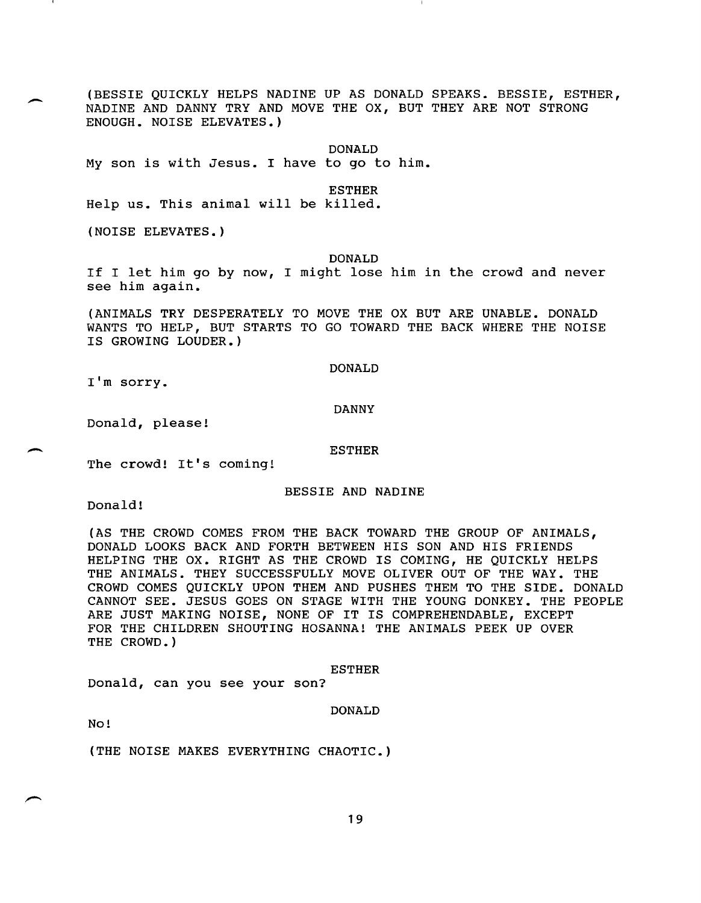(BESSIE QUICKLY HELPS NADINE UP AS DONALD SPEAKS. BESSIE, ESTHER, NADINE AND DANNY TRY AND MOVE THE OX, BUT THEY ARE NOT STRONG ENOUGH. NOISE ELEVATES.)

DONALD

My son is with Jesus. I have to go to him.

ESTHER

Help us. This animal will be killed.

(NOISE ELEVATES.)

DONALD

If I let him go by now, I might lose him in the crowd and never see him again.

(ANIMALS TRY DESPERATELY TO MOVE THE OX BUT ARE UNABLE. DONALD WANTS TO HELP, BUT STARTS TO GO TOWARD THE BACK WHERE THE NOISE IS GROWING LOUDER.)

DONALD

I'm sorry.

DANNY

Donald, please!

ESTHER

The crowd! It's coming!

BESSIE AND NADINE

Donald!

(AS THE CROWD COMES FROM THE BACK TOWARD THE GROUP OF ANIMALS, DONALD LOOKS BACK AND FORTH BETWEEN HIS SON AND HIS FRIENDS HELPING THE OX. RIGHT AS THE CROWD IS COMING, HE QUICKLY HELPS THE ANIMALS. THEY SUCCESSFULLY MOVE OLIVER OUT OF THE WAY. THE CROWD COMES QUICKLY UPON THEM AND PUSHES THEM TO THE SIDE. DONALD CANNOT SEE. JESUS GOES ON STAGE WITH THE YOUNG DONKEY. THE PEOPLE ARE JUST MAKING NOISE, NONE OF IT IS COMPREHENDABLE, EXCEPT FOR THE CHILDREN SHOUTING HOSANNA! THE ANIMALS PEEK UP OVER THE CROWD.)

ESTHER

Donald, can you see your son?

DONALD

No!

(THE NOISE MAKES EVERYTHING CHAOTIC.)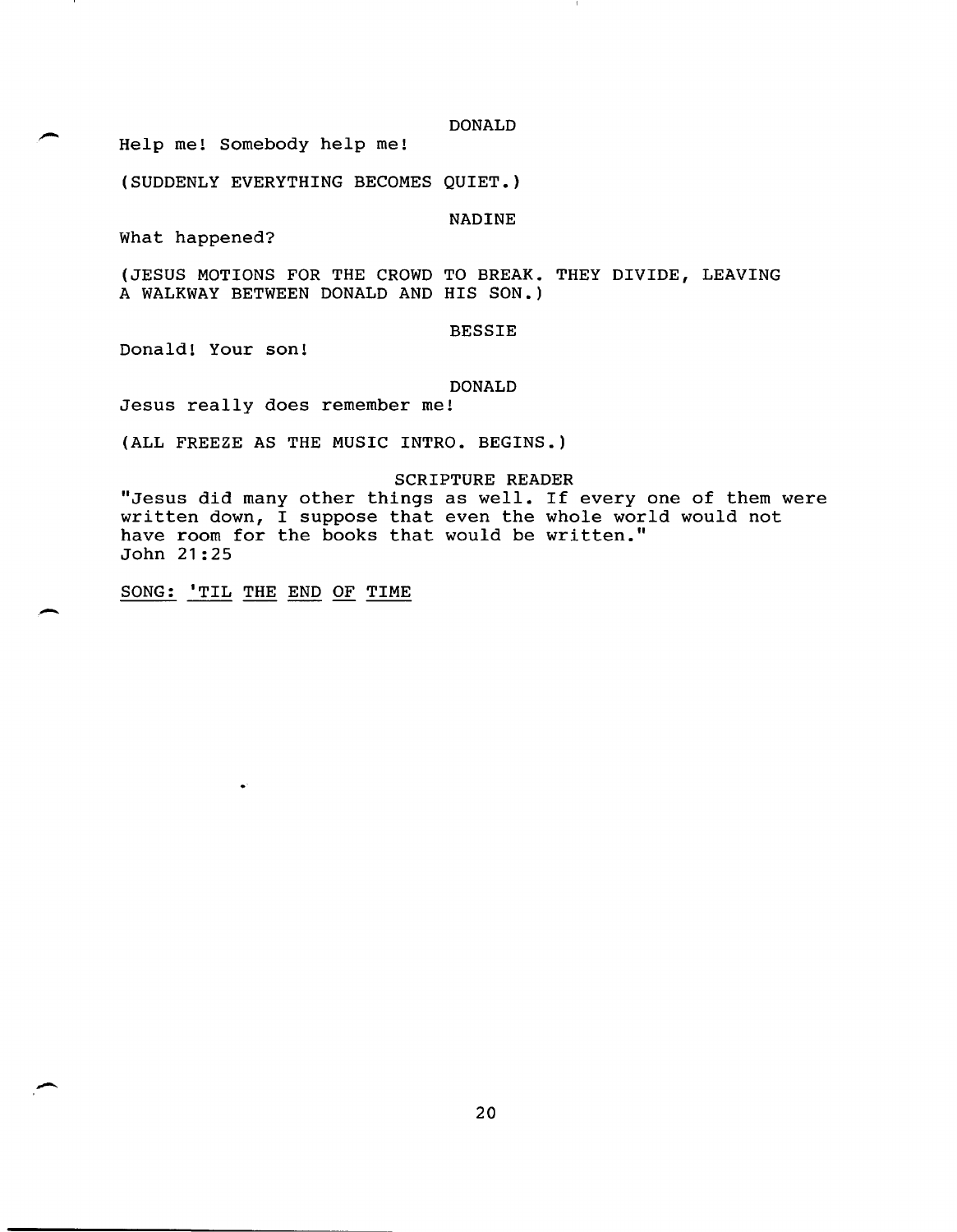DONALD

Help me! Somebody help me!

(SUDDENLY EVERYTHING BECOMES QUIET.)

NADINE

What happened?

(JESUS MOTIONS FOR THE CROWD TO BREAK. THEY DIVIDE, LEAVING A WALKWAY BETWEEN DONALD AND HIS SON.)

BESSIE

Donald! Your son!

DONALD

Jesus really does remember me!

(ALL FREEZE AS THE MUSIC INTRO. BEGINS.)

SCRIPTURE READER

"Jesus did many other things as well. If every one of them were written down, I suppose that even the whole world would not have room for the books that would be written."
John 21:25

<u>SONG: 'TIL THE END OF TIME</u>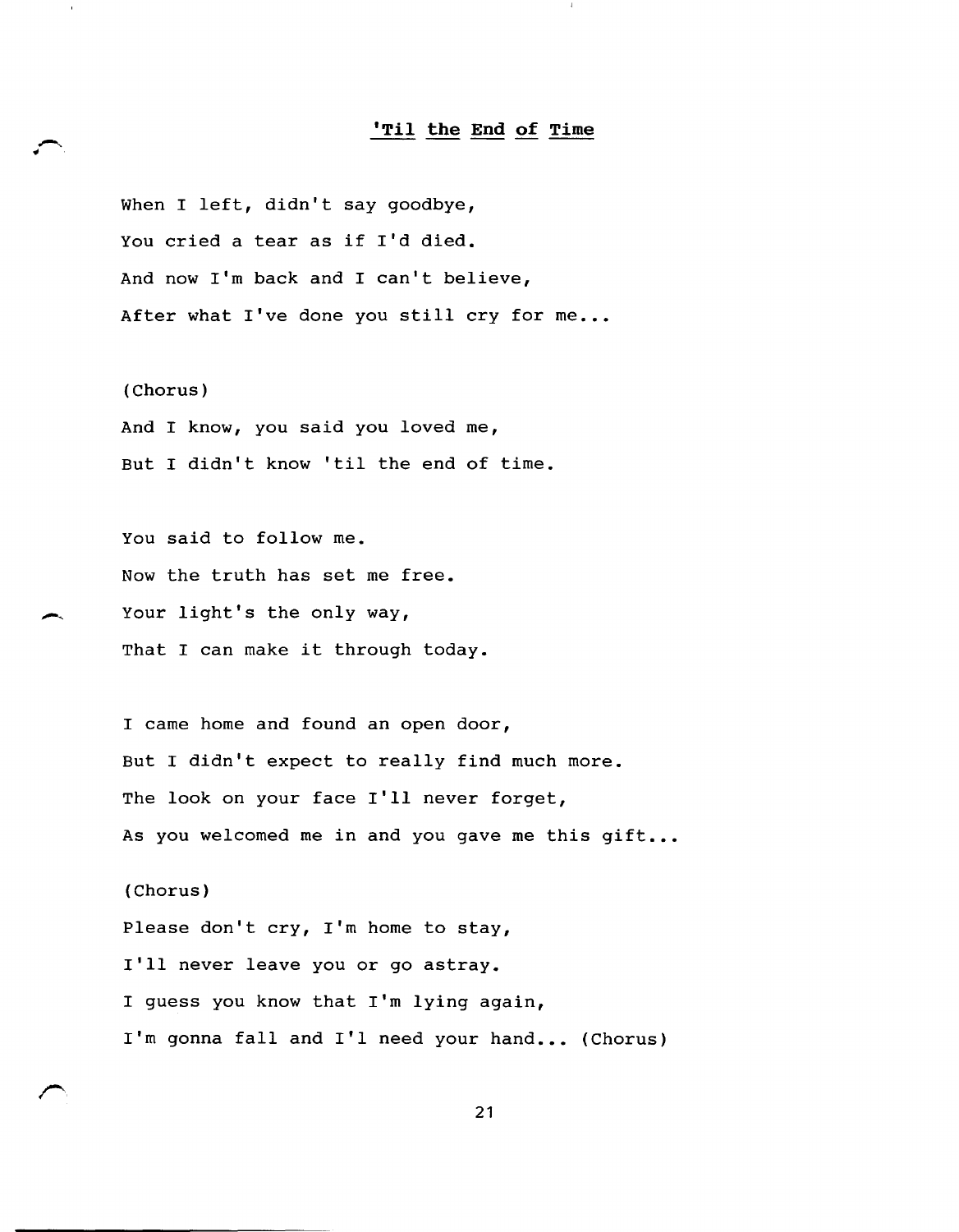## 'Til the End of Time

When I left, didn't say goodbye,
You cried a tear as if I'd died.
And now I'm back and I can't believe,
After what I've done you still cry for me...

(Chorus)
And I know, you said you loved me,
But I didn't know 'til the end of time.

You said to follow me.
Now the truth has set me free.
Your light's the only way,
That I can make it through today.

I came home and found an open door,
But I didn't expect to really find much more.
The look on your face I'll never forget,
As you welcomed me in and you gave me this gift...

(Chorus)
Please don't cry, I'm home to stay,
I'll never leave you or go astray.
I guess you know that I'm lying again,
I'm gonna fall and I'l need your hand... (Chorus)